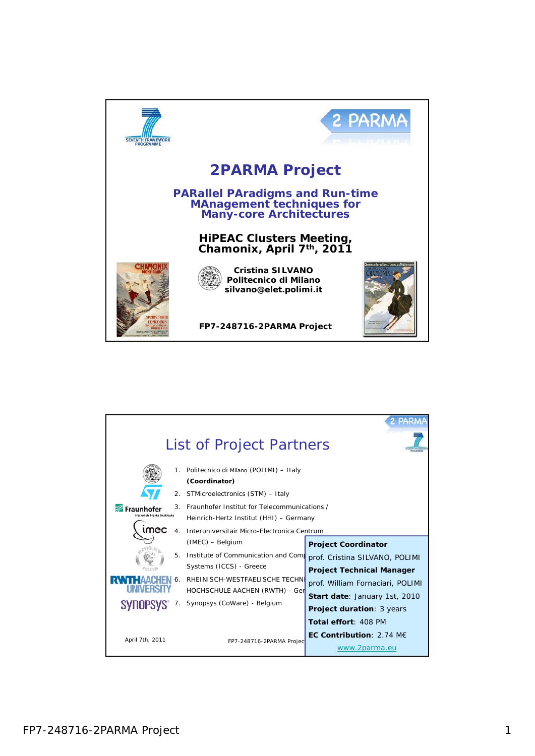# 2PARMA Project

## PARallel PAradigms and Run-time MAnagement techniques for Many-core Architectures

**HiPEAC Clusters Meeting, Chamonix, April 7th, 2011**

**Cristina SILVANO**
**Politecnico di Milano**
**silvano@elet.polimi.it**

**FP7-248716-2PARMA Project**

---

## List of Project Partners

1. Politecnico di Milano (POLIMI) – Italy **(Coordinator)**
2. STMicroelectronics (STM) – Italy
3. Fraunhofer Institut for Telecommunications / Heinrich-Hertz Institut (HHI) – Germany
4. Interuniversitair Micro-Electronica Centrum (IMEC) – Belgium
5. Institute of Communication and Comp Systems (ICCS) - Greece
6. RHEINISCH-WESTFAELISCHE TECHNI HOCHSCHULE AACHEN (RWTH) - Ger
7. Synopsys (CoWare) - Belgium

**Project Coordinator**
prof. Cristina SILVANO, POLIMI
**Project Technical Manager**
prof. William Fornaciari, POLIMI
**Start date**: January 1st, 2010
**Project duration**: 3 years
**Total effort**: 408 PM
**EC Contribution**: 2.74 M€
www.2parma.eu

April 7th, 2011 FP7-248716-2PARMA Projec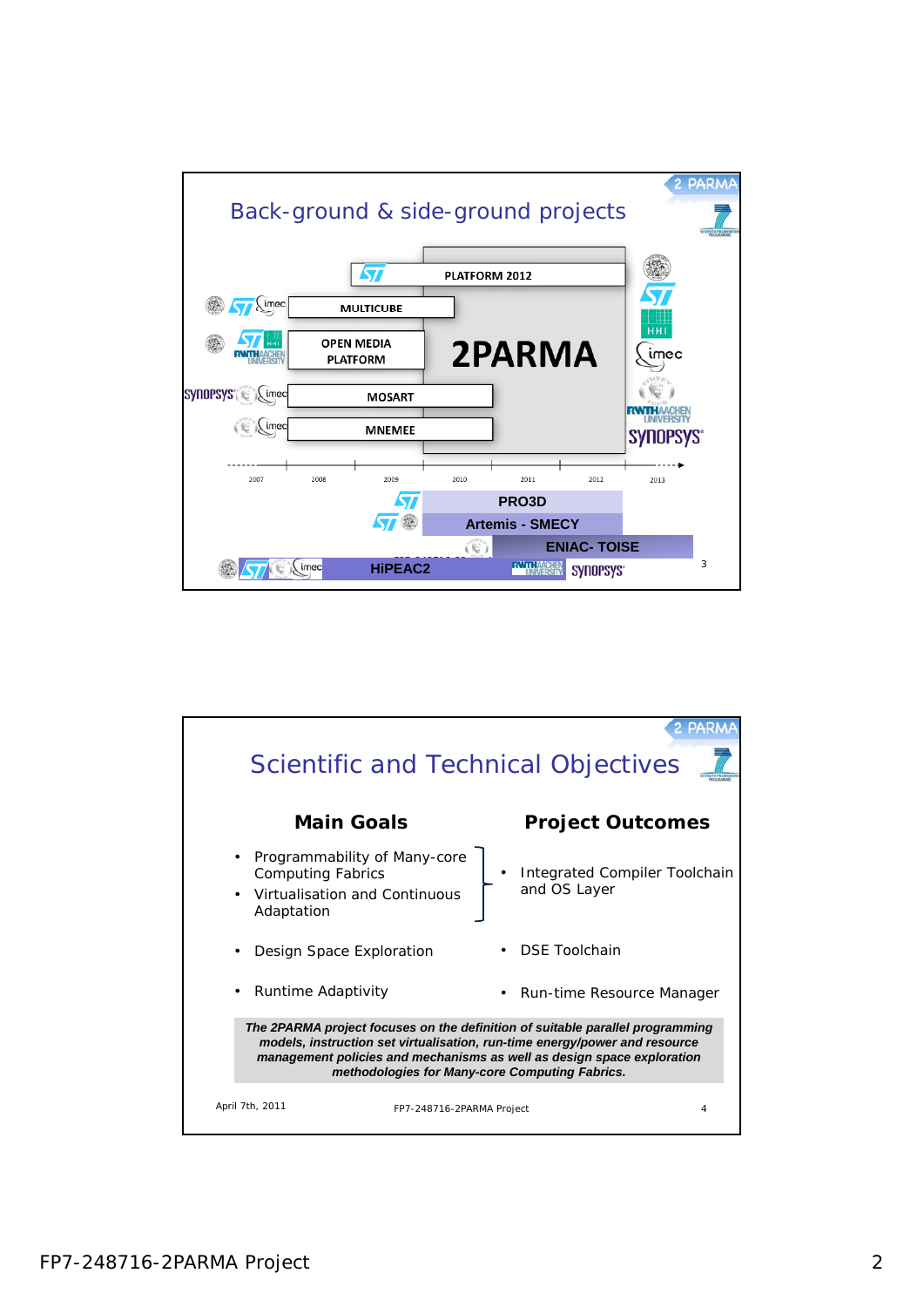## Back-ground & side-ground projects

PLATFORM 2012

MULTICUBE

OPEN MEDIA PLATFORM

MOSART

MNEMEE

2PARMA

2007 2008 2009 2010 2011 2012 2013

PRO3D

Artemis - SMECY

ENIAC- TOISE

HiPEAC2

## Scientific and Technical Objectives

| Main Goals | Project Outcomes |
|---|---|
| • Programmability of Many-core Computing Fabrics<br>• Virtualisation and Continuous Adaptation | • Integrated Compiler Toolchain and OS Layer |
| • Design Space Exploration | • DSE Toolchain |
| • Runtime Adaptivity | • Run-time Resource Manager |

***The 2PARMA project focuses on the definition of suitable parallel programming models, instruction set virtualisation, run-time energy/power and resource management policies and mechanisms as well as design space exploration methodologies for Many-core Computing Fabrics.***

April 7th, 2011 FP7-248716-2PARMA Project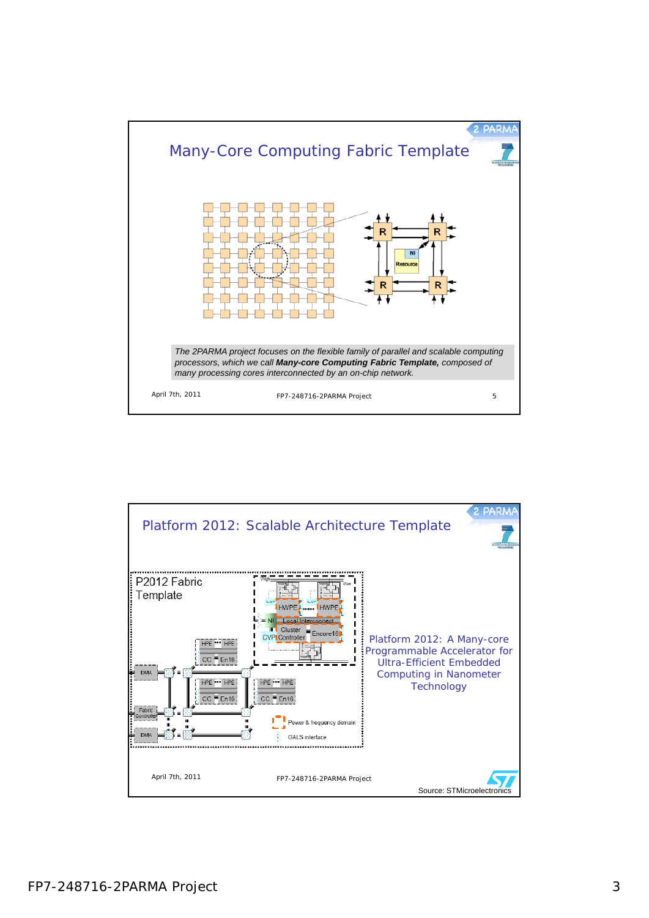## Many-Core Computing Fabric Template

*The 2PARMA project focuses on the flexible family of parallel and scalable computing processors, which we call* ***Many-core Computing Fabric Template,*** *composed of many processing cores interconnected by an on-chip network.*

April 7th, 2011 FP7-248716-2PARMA Project

## Platform 2012: Scalable Architecture Template

P2012 Fabric Template

Platform 2012: A Many-core Programmable Accelerator for Ultra-Efficient Embedded Computing in Nanometer Technology

April 7th, 2011 FP7-248716-2PARMA Project

Source: STMicroelectronics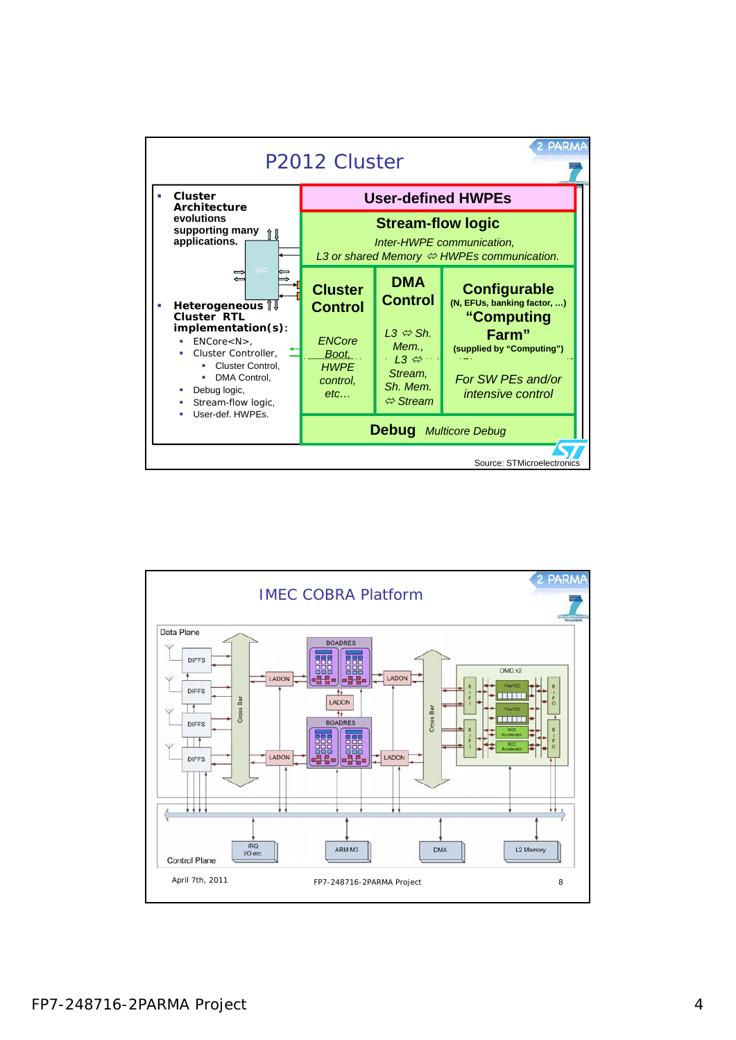## P2012 Cluster

- **Cluster Architecture evolutions supporting many applications.**
- **Heterogeneous Cluster RTL implementation(s):**
  - ENCore<N>,
  - Cluster Controller,
    - Cluster Control,
    - DMA Control,
  - Debug logic,
  - Stream-flow logic,
  - User-def. HWPEs.

**User-defined HWPEs**

**Stream-flow logic**
*Inter-HWPE communication,*
*L3 or shared Memory ⇔ HWPEs communication.*

**Cluster Control**
*ENCore Boot, HWPE control, etc…*

**DMA Control**
*L3 ⇔ Sh. Mem., L3 ⇔ Stream, Sh. Mem. ⇔ Stream*

**Configurable** (N, EFUs, banking factor, …) **"Computing Farm"** (supplied by "Computing")
*For SW PEs and/or intensive control*

**Debug** *Multicore Debug*

Source: STMicroelectronics

## IMEC COBRA Platform

Data Plane: DIFFS, DIFFS, DIFFS, DIFFS, Cross Bar, LADON, BOADRES, LADON, BOADRES, LADON, LADON, LADON, Cross Bar, OMD.v2 (BIFI, FlexFEC, FlexFEC, BCC Accelerator, BCC Accelerator, BIFO)

Control Plane: IRQ I/O etc., ARM M3, DMA, L2 Memory

April 7th, 2011 FP7-248716-2PARMA Project 8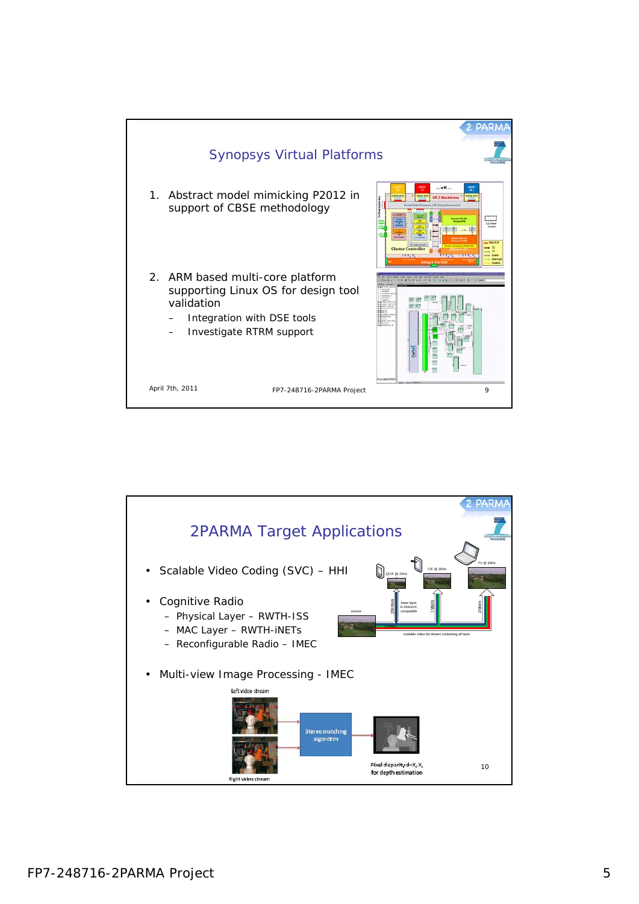## Synopsys Virtual Platforms

1. Abstract model mimicking P2012 in support of CBSE methodology
2. ARM based multi-core platform supporting Linux OS for design tool validation
   - Integration with DSE tools
   - Investigate RTRM support

April 7th, 2011 FP7-248716-2PARMA Project

## 2PARMA Target Applications

- Scalable Video Coding (SVC) – HHI
- Cognitive Radio
  - Physical Layer – RWTH-ISS
  - MAC Layer – RWTH-iNETs
  - Reconfigurable Radio – IMEC
- Multi-view Image Processing - IMEC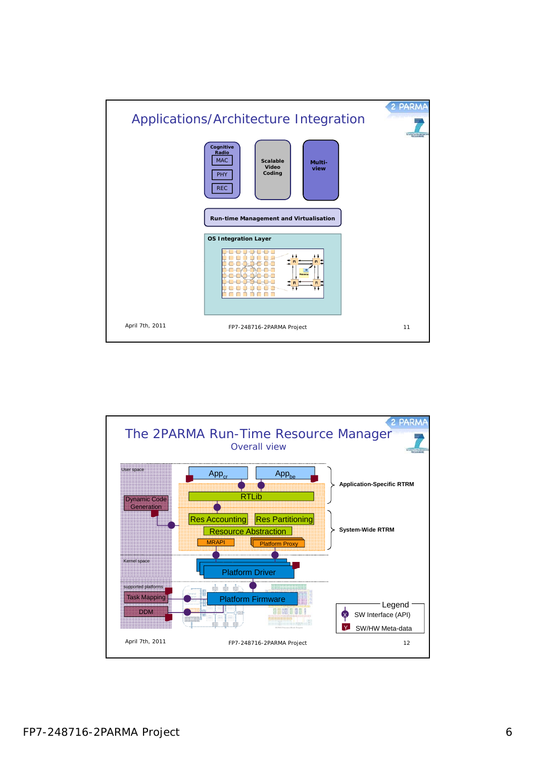## Applications/Architecture Integration

Cognitive Radio
- MAC
- PHY
- REC

Scalable Video Coding

Multi-view

Run-time Management and Virtualisation

OS Integration Layer

April 7th, 2011 — FP7-248716-2PARMA Project — 11

## The 2PARMA Run-Time Resource Manager

### Overall view

User space

- $App_{cr}$
- $App_{be}$
- RTLib
- Dynamic Code Generation
- Res Accounting
- Res Partitioning
- Resource Abstraction
- MRAPI
- Platform Proxy

Application-Specific RTRM

System-Wide RTRM

Kernel space

- Platform Driver

supported platforms

- Task Mapping
- DDM
- Platform Firmware

Legend
- X: SW Interface (API)
- Y: SW/HW Meta-data

April 7th, 2011 — FP7-248716-2PARMA Project — 12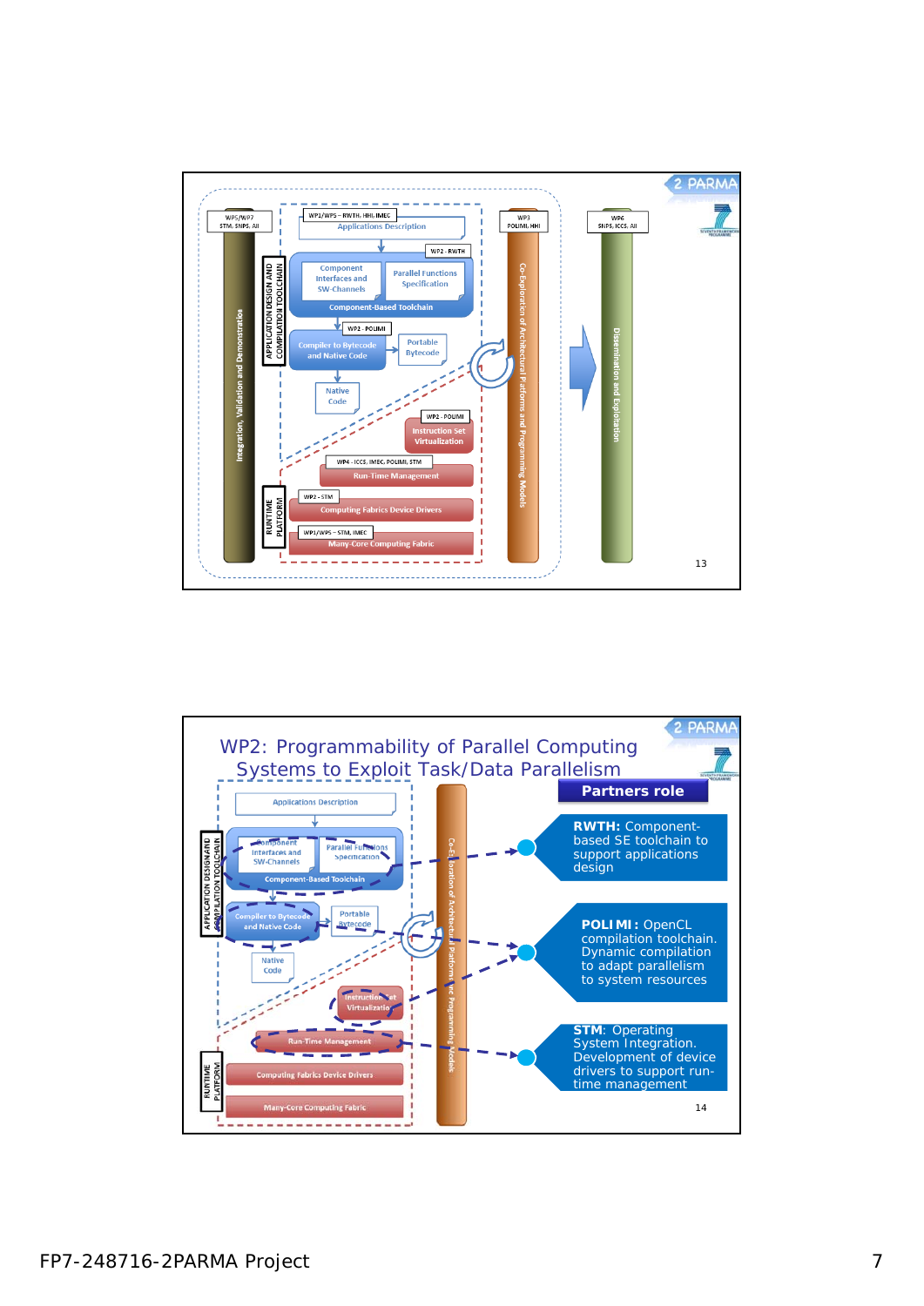WP5/WP7
STM, SNPS, All

WP1/WP5 – RWTH, HHI, IMEC

Applications Description

WP2 - RWTH

Component Interfaces and SW-Channels

Parallel Functions Specification

Component-Based Toolchain

WP2 - POLIMI

Compiler to Bytecode and Native Code

Portable Bytecode

Native Code

WP2 - POLIMI

Instruction Set Virtualization

WP4 - ICCS, IMEC, POLIMI, STM

Run-Time Management

WP2 - STM

Computing Fabrics Device Drivers

WP1/WP5 – STM, IMEC

Many-Core Computing Fabric

APPLICATION DESIGN AND COMPILATION TOOLCHAIN

RUNTIME PLATFORM

Integration, Validation and Demonstration

WP3
POLIMI, HHI

Co-Exploration of Architectural Platforms and Programming Models

WP6
SNPS, ICCS, All

Dissemination and Exploitation

# WP2: Programmability of Parallel Computing Systems to Exploit Task/Data Parallelism

**Partners role**

- **RWTH:** Component-based SE toolchain to support applications design
- **POLIMI:** OpenCL compilation toolchain. Dynamic compilation to adapt parallelism to system resources
- **STM**: Operating System Integration. Development of device drivers to support run-time management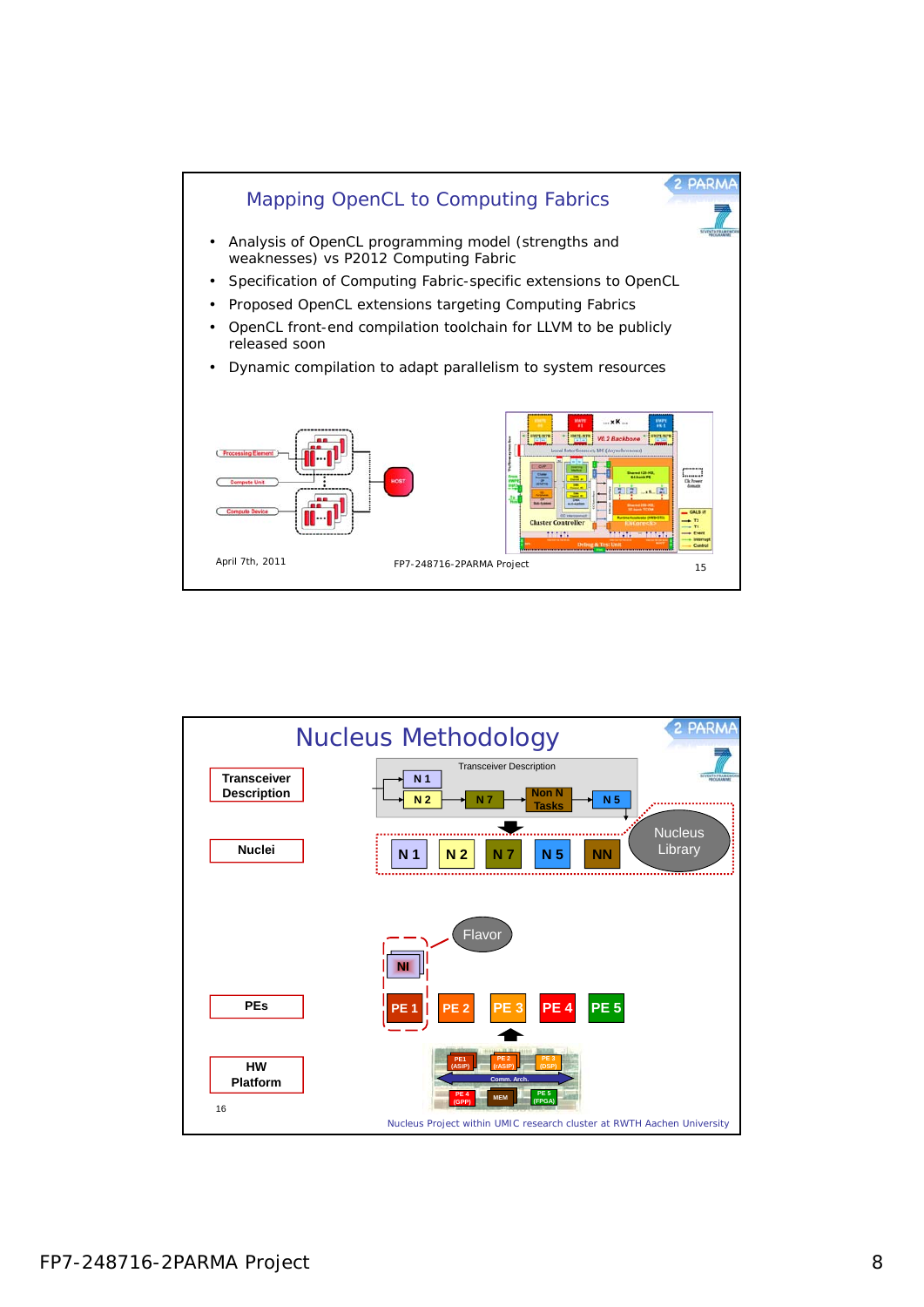## Mapping OpenCL to Computing Fabrics

- Analysis of OpenCL programming model (strengths and weaknesses) vs P2012 Computing Fabric
- Specification of Computing Fabric-specific extensions to OpenCL
- Proposed OpenCL extensions targeting Computing Fabrics
- OpenCL front-end compilation toolchain for LLVM to be publicly released soon
- Dynamic compilation to adapt parallelism to system resources

Processing Element
Compute Unit
Compute Device
HOST

April 7th, 2011 FP7-248716-2PARMA Project

## Nucleus Methodology

| Transceiver Description |
|---|
| Nuclei |
| PEs |
| HW Platform |

Transceiver Description: N 1, N 2, N 7, Non N Tasks, N 5

Nuclei: N 1, N 2, N 7, N 5, NN — Nucleus Library

Flavor, NI

PEs: PE 1, PE 2, PE 3, PE 4, PE 5

HW Platform: PE1 (ASIP), PE 2 (rASIP), PE 3 (DSP), Comm. Arch., PE 4 (GPP), MEM, PE 5 (FPGA)

Nucleus Project within UMIC research cluster at RWTH Aachen University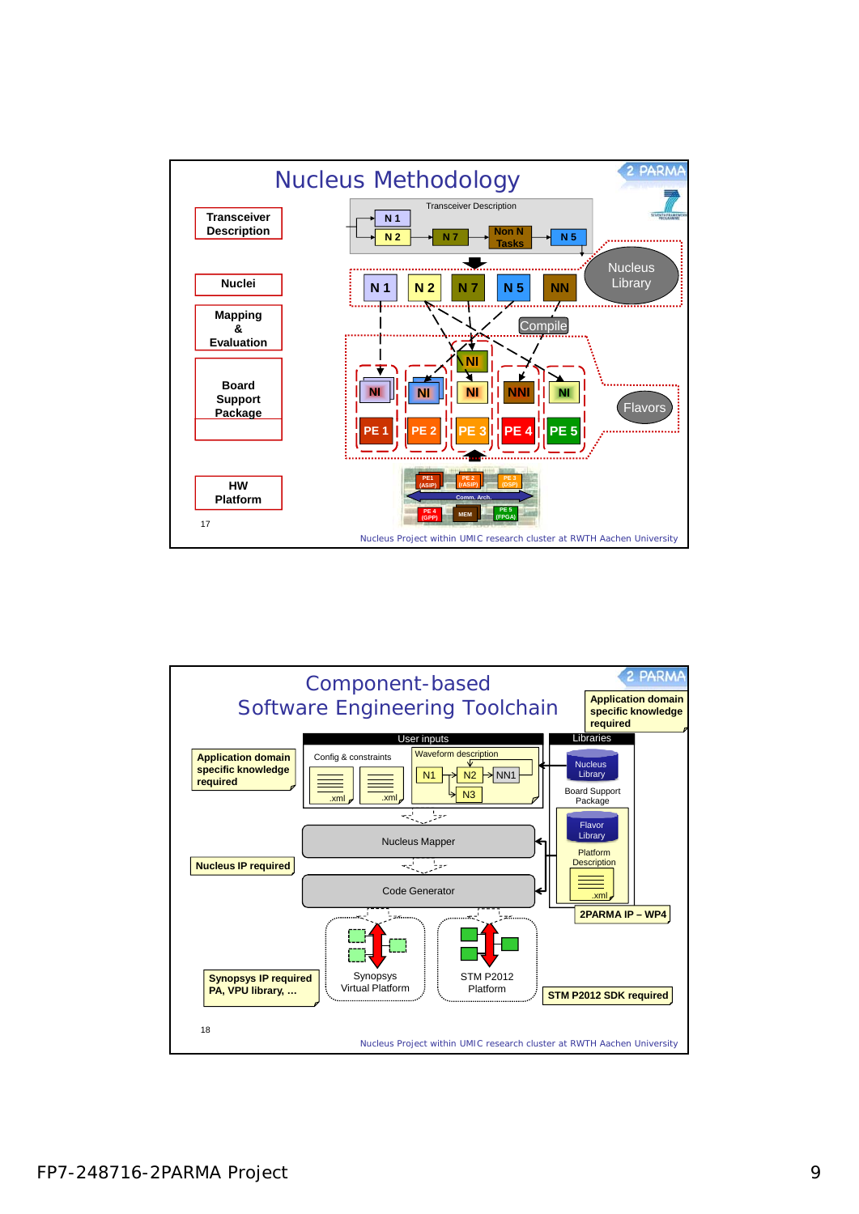# Nucleus Methodology

Transceiver Description

Nuclei

Mapping & Evaluation

Board Support Package

HW Platform

Transceiver Description: N 1, N 2, N 7, Non N Tasks, N 5

N 1, N 2, N 7, N 5, NN — Nucleus Library

Compile

NI, NI, NI, NI, NNI, NI — Flavors

PE 1, PE 2, PE 3, PE 4, PE 5

PE1 (ASIP), PE 2 (rASIP), PE 3 (DSP), Comm. Arch., PE 4 (GPP), MEM, PE 5 (FPGA)

17

Nucleus Project within UMIC research cluster at RWTH Aachen University

# Component-based Software Engineering Toolchain

Application domain specific knowledge required

User inputs

Config & constraints: .xml, .xml

Waveform description: N1, N2, NN1, N3

Libraries: Nucleus Library, Board Support Package, Flavor Library, Platform Description (.xml)

Application domain specific knowledge required

Nucleus Mapper

Nucleus IP required

Code Generator

2PARMA IP – WP4

Synopsys Virtual Platform

STM P2012 Platform

Synopsys IP required PA, VPU library, …

STM P2012 SDK required

18

Nucleus Project within UMIC research cluster at RWTH Aachen University

FP7-248716-2PARMA Project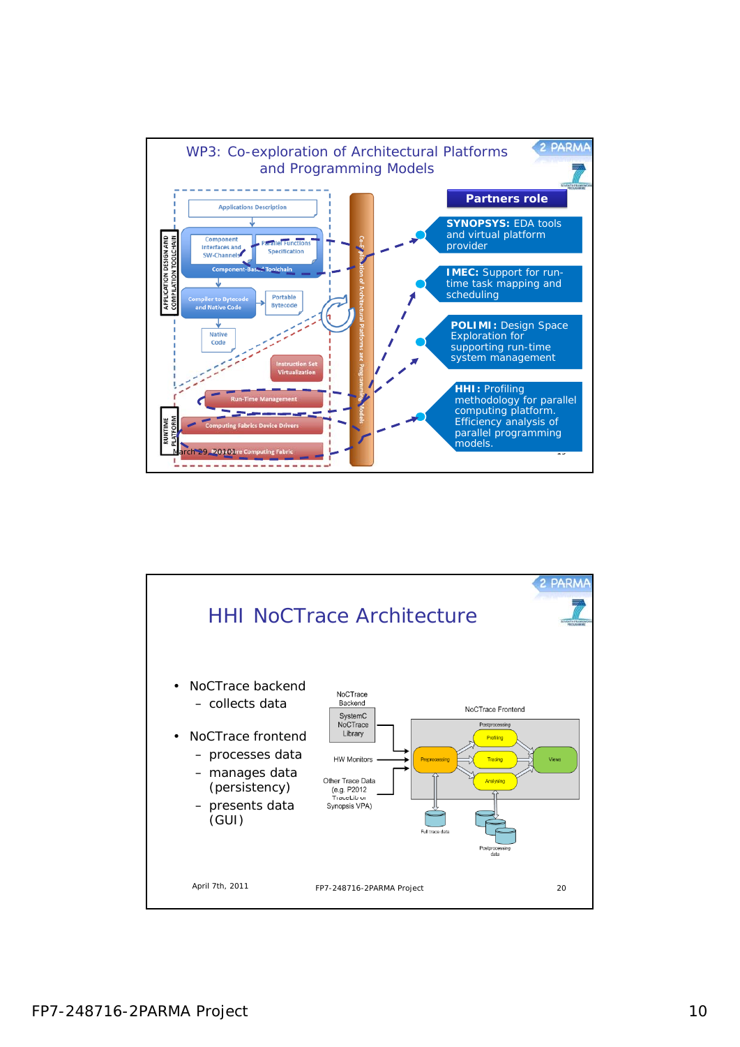## WP3: Co-exploration of Architectural Platforms and Programming Models

**Partners role**

- **SYNOPSYS:** EDA tools and virtual platform provider
- **IMEC:** Support for run-time task mapping and scheduling
- **POLIMI:** Design Space Exploration for supporting run-time system management
- **HHI:** Profiling methodology for parallel computing platform. Efficiency analysis of parallel programming models.

March 29, 2010

## HHI NoCTrace Architecture

- NoCTrace backend
  - collects data
- NoCTrace frontend
  - processes data
  - manages data (persistency)
  - presents data (GUI)

April 7th, 2011 — FP7-248716-2PARMA Project — 20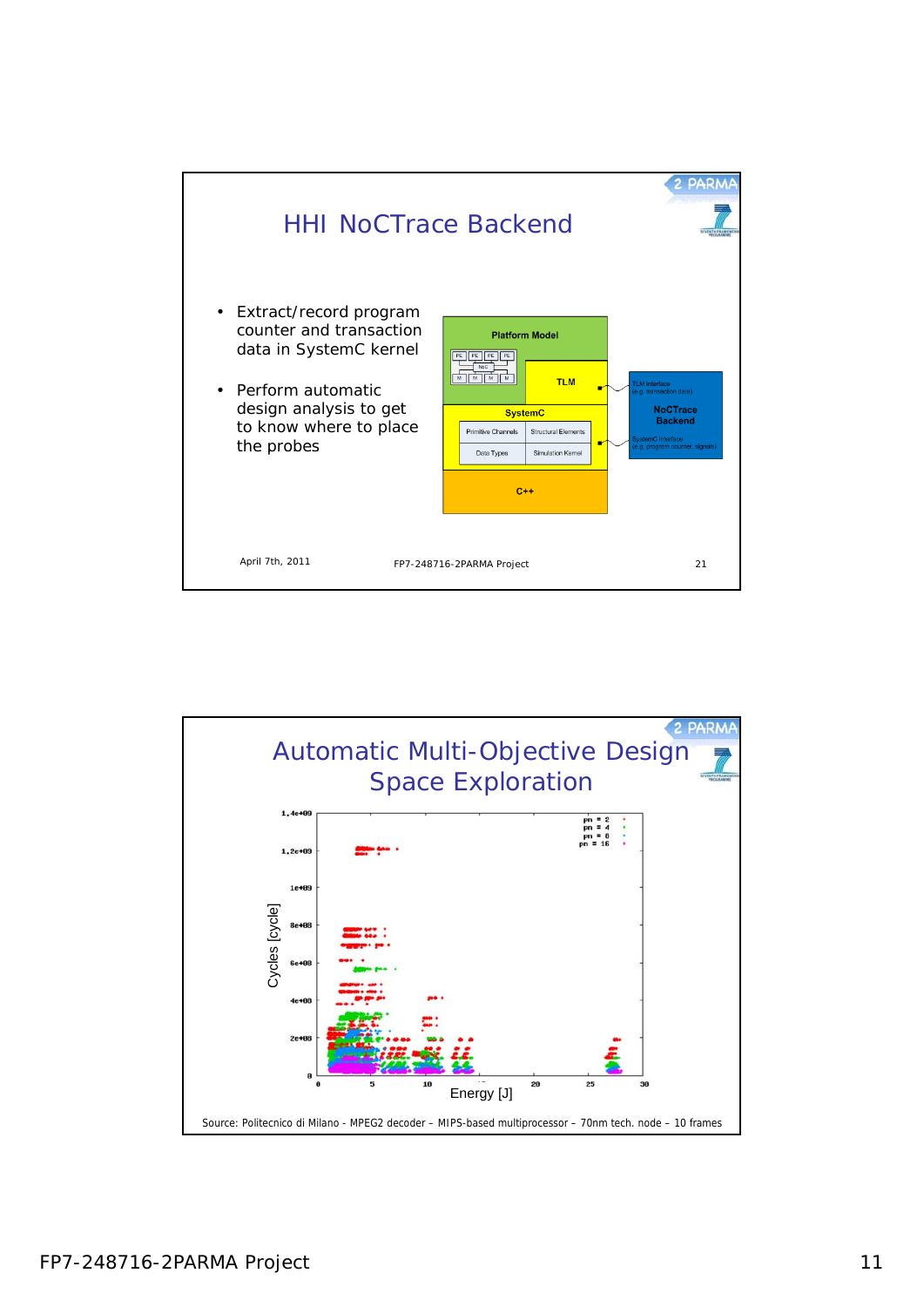# HHI NoCTrace Backend

- Extract/record program counter and transaction data in SystemC kernel
- Perform automatic design analysis to get to know where to place the probes

Platform Model

TLM

SystemC

| Primitive Channels | Structural Elements |
| --- | --- |
| Data Types | Simulation Kernel |

C++

TLM interface (e.g. transaction data)

NoCTrace Backend

SystemC interface (e.g. program counter, signals)

April 7th, 2011 — FP7-248716-2PARMA Project — 21

# Automatic Multi-Objective Design Space Exploration

Cycles [cycle] vs. Energy [J] (pn = 2, pn = 4, pn = 8, pn = 16)

Source: Politecnico di Milano - MPEG2 decoder – MIPS-based multiprocessor – 70nm tech. node – 10 frames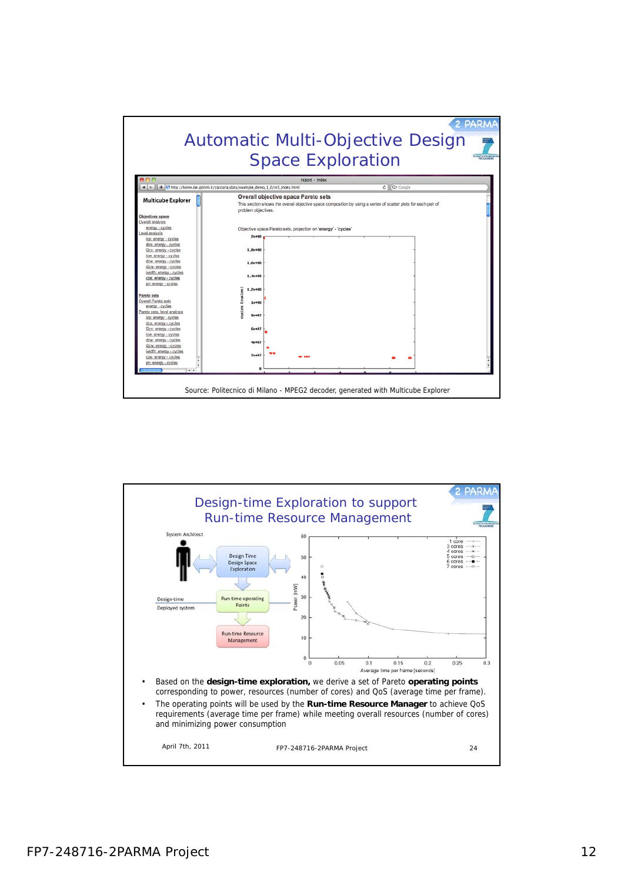## Automatic Multi-Objective Design Space Exploration

Source: Politecnico di Milano - MPEG2 decoder, generated with Multicube Explorer

## Design-time Exploration to support Run-time Resource Management

- Based on the **design-time exploration,** we derive a set of Pareto **operating points** corresponding to power, resources (number of cores) and QoS (average time per frame).
- The operating points will be used by the **Run-time Resource Manager** to achieve QoS requirements (average time per frame) while meeting overall resources (number of cores) and minimizing power consumption

April 7th, 2011 FP7-248716-2PARMA Project 24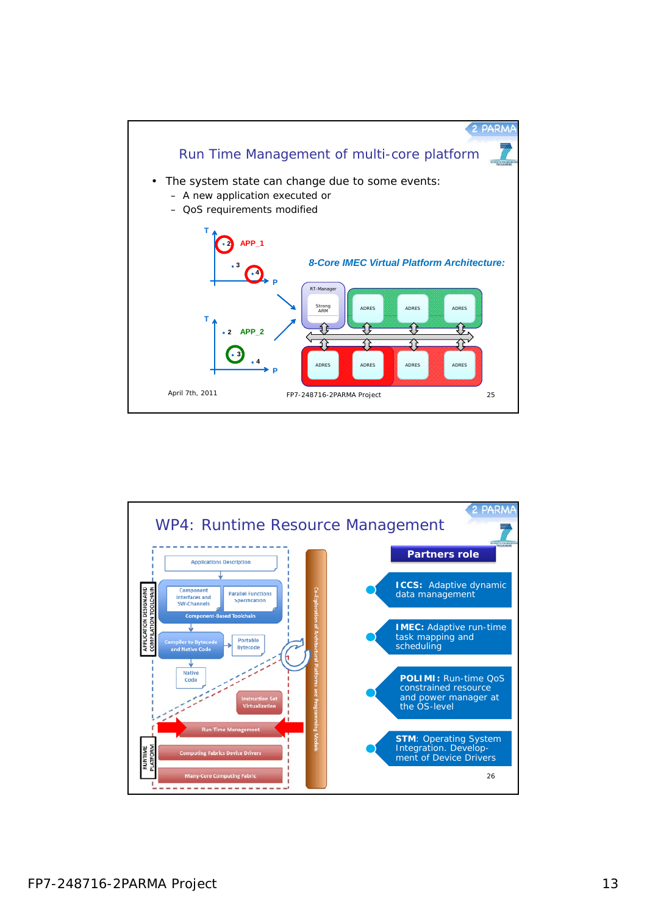## Run Time Management of multi-core platform

- The system state can change due to some events:
  - A new application executed or
  - QoS requirements modified

APP_1

APP_2

*8-Core IMEC Virtual Platform Architecture:*

RT-Manager

Strong ARM

ADRES ADRES ADRES

ADRES ADRES ADRES ADRES

April 7th, 2011 FP7-248716-2PARMA Project 25

## WP4: Runtime Resource Management

Applications Description

Component Interfaces and SW-Channels

Parallel Functions Specification

Component-Based Toolchain

Compiler to Bytecode and Native Code

Portable Bytecode

Native Code

Instruction Set Virtualization

Run-Time Management

Computing Fabrics Device Drivers

Many-Core Computing Fabric

APPLICATION DESIGN AND COMPILATION TOOLCHAIN

RUNTIME PLATFORM

Co-Exploration of Architectural Platforms and Programming Models

**Partners role**

- **ICCS:** Adaptive dynamic data management
- **IMEC:** Adaptive run-time task mapping and scheduling
- **POLIMI:** Run-time QoS constrained resource and power manager at the OS-level
- **STM:** Operating System Integration. Development of Device Drivers

26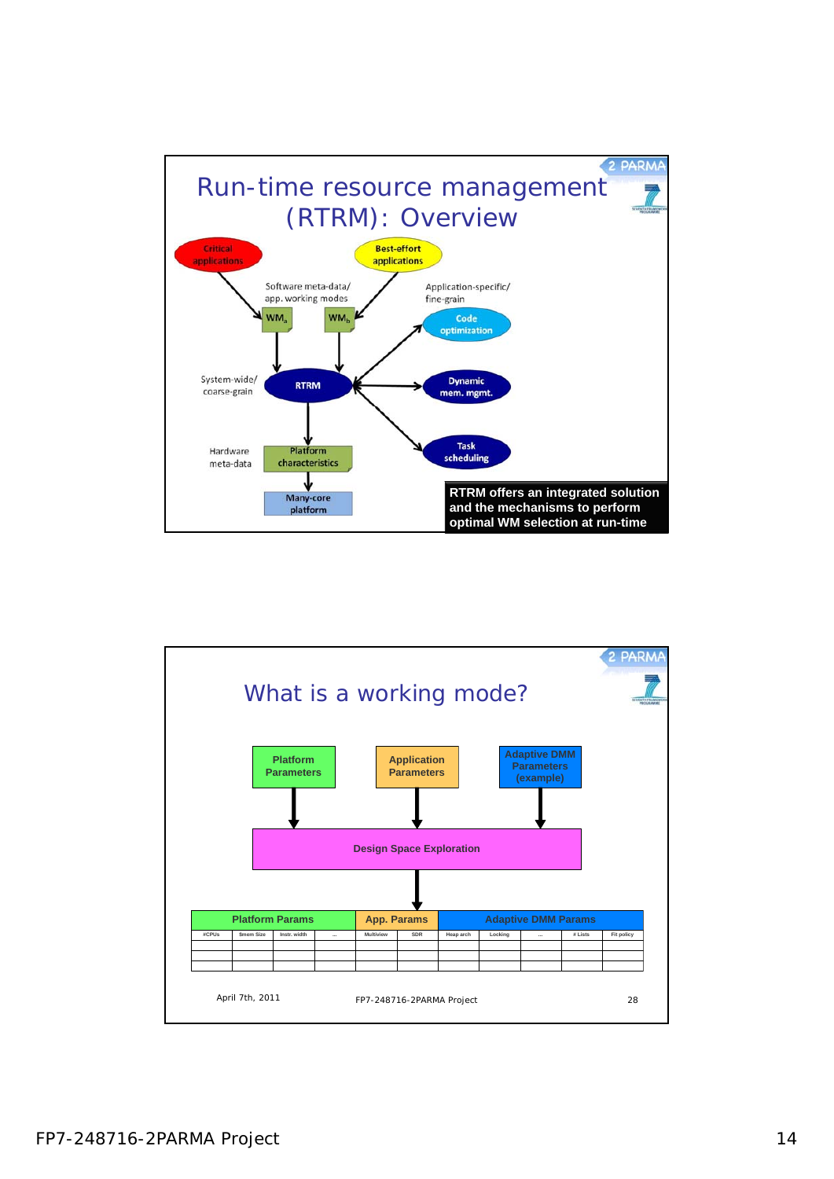## Run-time resource management (RTRM): Overview

- Critical applications
- Best-effort applications
- Software meta-data/ app. working modes
- Application-specific/ fine-grain
- $WM_a$
- $WM_b$
- Code optimization
- System-wide/ coarse-grain
- RTRM
- Dynamic mem. mgmt.
- Task scheduling
- Hardware meta-data
- Platform characteristics
- Many-core platform

**RTRM offers an integrated solution and the mechanisms to perform optimal WM selection at run-time**

## What is a working mode?

**Platform Parameters** → **Design Space Exploration**

**Application Parameters** → **Design Space Exploration**

**Adaptive DMM Parameters (example)** → **Design Space Exploration**

| Platform Params | | | | App. Params | | Adaptive DMM Params | | | | |
|---|---|---|---|---|---|---|---|---|---|---|
| #CPUs | Smem Size | Instr. width | ... | Multiview | SDR | Heap arch | Locking | ... | # Lists | Fit policy |
| | | | | | | | | | | |
| | | | | | | | | | | |
| | | | | | | | | | | |

April 7th, 2011 — FP7-248716-2PARMA Project — 28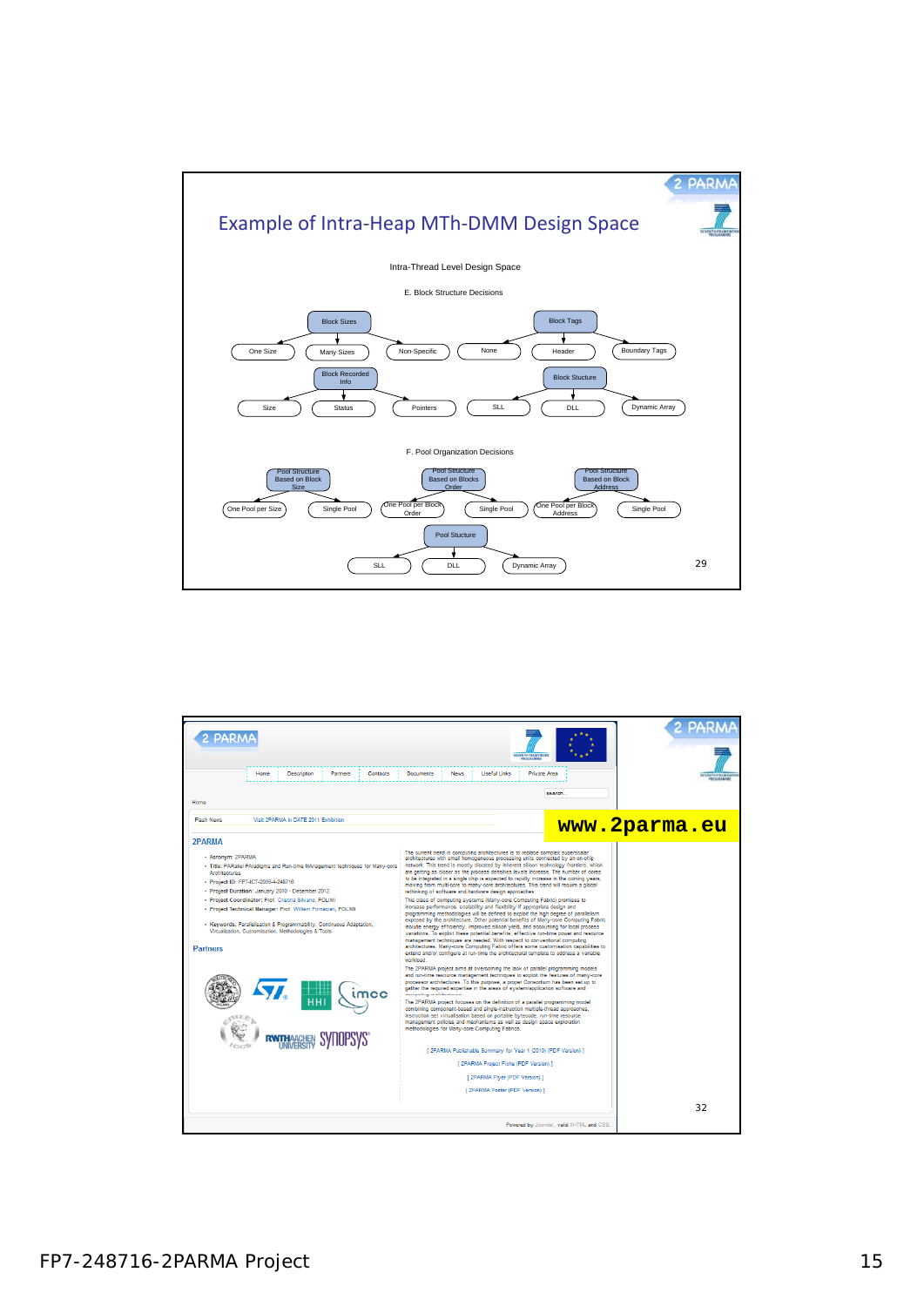2 PARMA

## Example of Intra-Heap MTh-DMM Design Space

Intra-Thread Level Design Space

E. Block Structure Decisions

Block Sizes
One Size
Many Sizes
Non-Specific

Block Tags
None
Header
Boundary Tags

Block Recorded Info
Size
Status
Pointers

Block Stucture
SLL
DLL
Dynamic Array

F. Pool Organization Decisions

Pool Structure Based on Block Size
One Pool per Size
Single Pool

Pool Structure Based on Blocks Order
One Pool per Block Order
Single Pool

Pool Structure Based on Block Address
One Pool per Block Address
Single Pool

Pool Stucture
SLL
DLL
Dynamic Array

29

2 PARMA

www.2parma.eu

32

FP7-248716-2PARMA Project